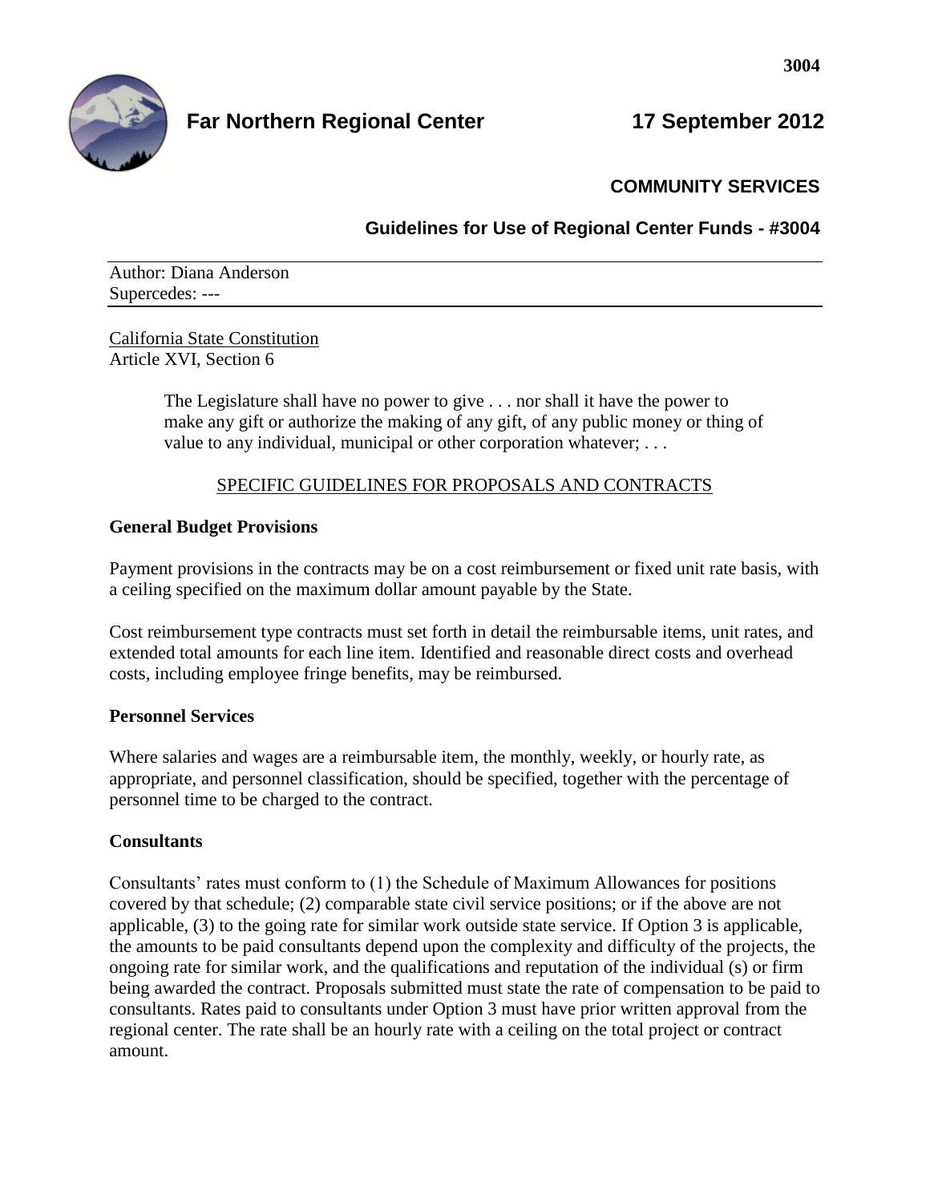**Far Northern Regional Center** **17 September 2012**

**COMMUNITY SERVICES**

**Guidelines for Use of Regional Center Funds - #3004**

Author: Diana Anderson
Supercedes: ---

California State Constitution
Article XVI, Section 6

> The Legislature shall have no power to give . . . nor shall it have the power to make any gift or authorize the making of any gift, of any public money or thing of value to any individual, municipal or other corporation whatever; . . .

SPECIFIC GUIDELINES FOR PROPOSALS AND CONTRACTS

**General Budget Provisions**

Payment provisions in the contracts may be on a cost reimbursement or fixed unit rate basis, with a ceiling specified on the maximum dollar amount payable by the State.

Cost reimbursement type contracts must set forth in detail the reimbursable items, unit rates, and extended total amounts for each line item. Identified and reasonable direct costs and overhead costs, including employee fringe benefits, may be reimbursed.

**Personnel Services**

Where salaries and wages are a reimbursable item, the monthly, weekly, or hourly rate, as appropriate, and personnel classification, should be specified, together with the percentage of personnel time to be charged to the contract.

**Consultants**

Consultants' rates must conform to (1) the Schedule of Maximum Allowances for positions covered by that schedule; (2) comparable state civil service positions; or if the above are not applicable, (3) to the going rate for similar work outside state service. If Option 3 is applicable, the amounts to be paid consultants depend upon the complexity and difficulty of the projects, the ongoing rate for similar work, and the qualifications and reputation of the individual (s) or firm being awarded the contract. Proposals submitted must state the rate of compensation to be paid to consultants. Rates paid to consultants under Option 3 must have prior written approval from the regional center. The rate shall be an hourly rate with a ceiling on the total project or contract amount.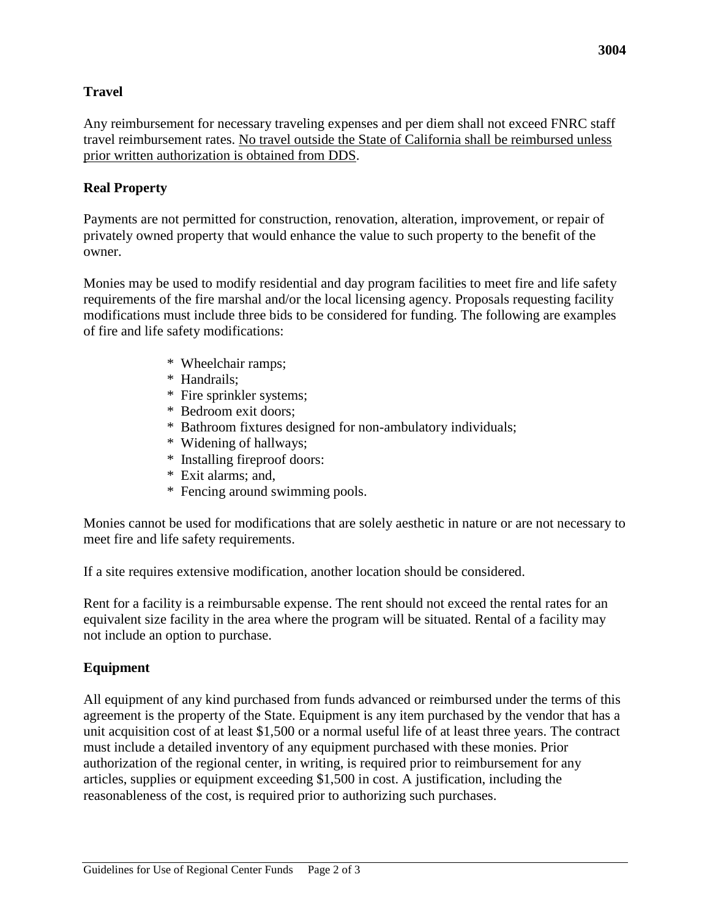## Travel

Any reimbursement for necessary traveling expenses and per diem shall not exceed FNRC staff travel reimbursement rates. <u>No travel outside the State of California shall be reimbursed unless prior written authorization is obtained from DDS</u>.

## Real Property

Payments are not permitted for construction, renovation, alteration, improvement, or repair of privately owned property that would enhance the value to such property to the benefit of the owner.

Monies may be used to modify residential and day program facilities to meet fire and life safety requirements of the fire marshal and/or the local licensing agency. Proposals requesting facility modifications must include three bids to be considered for funding. The following are examples of fire and life safety modifications:

* Wheelchair ramps;
* Handrails;
* Fire sprinkler systems;
* Bedroom exit doors;
* Bathroom fixtures designed for non-ambulatory individuals;
* Widening of hallways;
* Installing fireproof doors:
* Exit alarms; and,
* Fencing around swimming pools.

Monies cannot be used for modifications that are solely aesthetic in nature or are not necessary to meet fire and life safety requirements.

If a site requires extensive modification, another location should be considered.

Rent for a facility is a reimbursable expense. The rent should not exceed the rental rates for an equivalent size facility in the area where the program will be situated. Rental of a facility may not include an option to purchase.

## Equipment

All equipment of any kind purchased from funds advanced or reimbursed under the terms of this agreement is the property of the State. Equipment is any item purchased by the vendor that has a unit acquisition cost of at least $1,500 or a normal useful life of at least three years. The contract must include a detailed inventory of any equipment purchased with these monies. Prior authorization of the regional center, in writing, is required prior to reimbursement for any articles, supplies or equipment exceeding $1,500 in cost. A justification, including the reasonableness of the cost, is required prior to authorizing such purchases.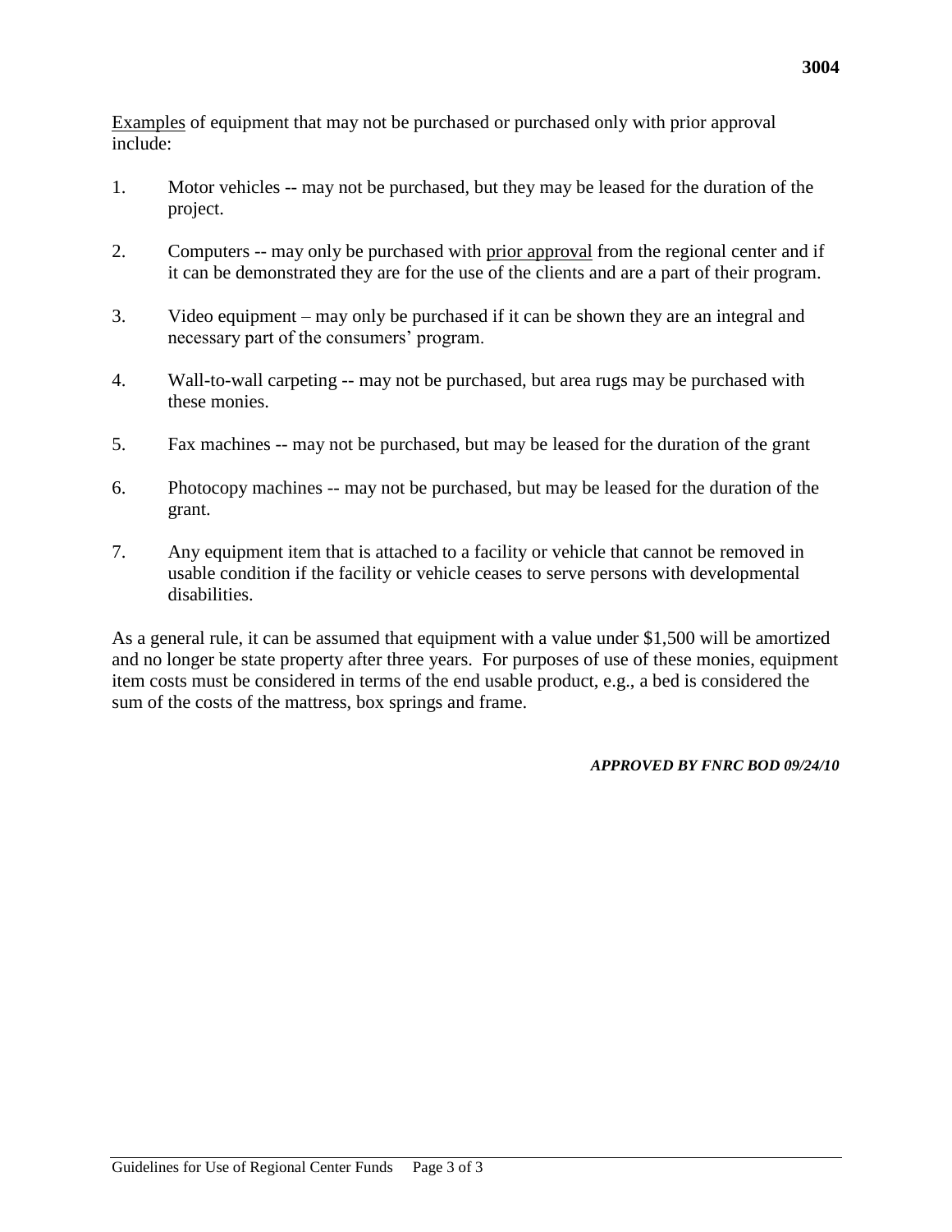<u>Examples</u> of equipment that may not be purchased or purchased only with prior approval include:

1. Motor vehicles -- may not be purchased, but they may be leased for the duration of the project.

2. Computers -- may only be purchased with <u>prior approval</u> from the regional center and if it can be demonstrated they are for the use of the clients and are a part of their program.

3. Video equipment – may only be purchased if it can be shown they are an integral and necessary part of the consumers' program.

4. Wall-to-wall carpeting -- may not be purchased, but area rugs may be purchased with these monies.

5. Fax machines -- may not be purchased, but may be leased for the duration of the grant

6. Photocopy machines -- may not be purchased, but may be leased for the duration of the grant.

7. Any equipment item that is attached to a facility or vehicle that cannot be removed in usable condition if the facility or vehicle ceases to serve persons with developmental disabilities.

As a general rule, it can be assumed that equipment with a value under $1,500 will be amortized and no longer be state property after three years. For purposes of use of these monies, equipment item costs must be considered in terms of the end usable product, e.g., a bed is considered the sum of the costs of the mattress, box springs and frame.

***APPROVED BY FNRC BOD 09/24/10***